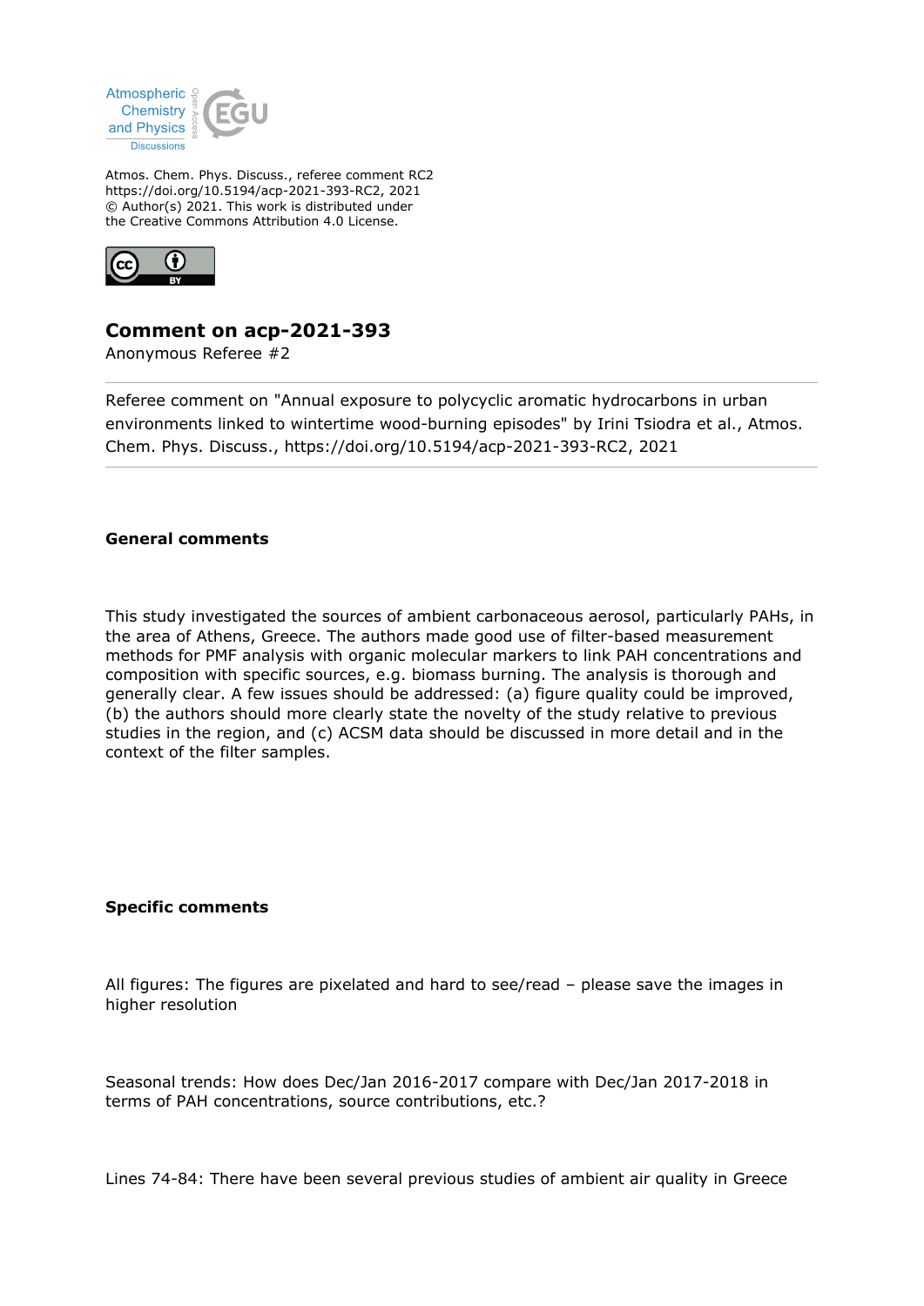Atmos. Chem. Phys. Discuss., referee comment RC2
https://doi.org/10.5194/acp-2021-393-RC2, 2021
© Author(s) 2021. This work is distributed under
the Creative Commons Attribution 4.0 License.

# Comment on acp-2021-393

Anonymous Referee #2

Referee comment on "Annual exposure to polycyclic aromatic hydrocarbons in urban environments linked to wintertime wood-burning episodes" by Irini Tsiodra et al., Atmos. Chem. Phys. Discuss., https://doi.org/10.5194/acp-2021-393-RC2, 2021

**General comments**

This study investigated the sources of ambient carbonaceous aerosol, particularly PAHs, in the area of Athens, Greece. The authors made good use of filter-based measurement methods for PMF analysis with organic molecular markers to link PAH concentrations and composition with specific sources, e.g. biomass burning. The analysis is thorough and generally clear. A few issues should be addressed: (a) figure quality could be improved, (b) the authors should more clearly state the novelty of the study relative to previous studies in the region, and (c) ACSM data should be discussed in more detail and in the context of the filter samples.

**Specific comments**

All figures: The figures are pixelated and hard to see/read – please save the images in higher resolution

Seasonal trends: How does Dec/Jan 2016-2017 compare with Dec/Jan 2017-2018 in terms of PAH concentrations, source contributions, etc.?

Lines 74-84: There have been several previous studies of ambient air quality in Greece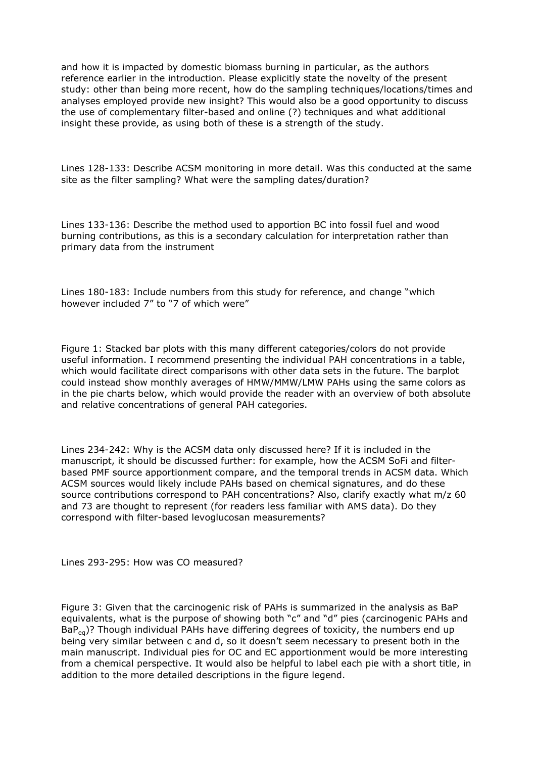and how it is impacted by domestic biomass burning in particular, as the authors reference earlier in the introduction. Please explicitly state the novelty of the present study: other than being more recent, how do the sampling techniques/locations/times and analyses employed provide new insight? This would also be a good opportunity to discuss the use of complementary filter-based and online (?) techniques and what additional insight these provide, as using both of these is a strength of the study.

Lines 128-133: Describe ACSM monitoring in more detail. Was this conducted at the same site as the filter sampling? What were the sampling dates/duration?

Lines 133-136: Describe the method used to apportion BC into fossil fuel and wood burning contributions, as this is a secondary calculation for interpretation rather than primary data from the instrument

Lines 180-183: Include numbers from this study for reference, and change "which however included 7" to "7 of which were"

Figure 1: Stacked bar plots with this many different categories/colors do not provide useful information. I recommend presenting the individual PAH concentrations in a table, which would facilitate direct comparisons with other data sets in the future. The barplot could instead show monthly averages of HMW/MMW/LMW PAHs using the same colors as in the pie charts below, which would provide the reader with an overview of both absolute and relative concentrations of general PAH categories.

Lines 234-242: Why is the ACSM data only discussed here? If it is included in the manuscript, it should be discussed further: for example, how the ACSM SoFi and filter-based PMF source apportionment compare, and the temporal trends in ACSM data. Which ACSM sources would likely include PAHs based on chemical signatures, and do these source contributions correspond to PAH concentrations? Also, clarify exactly what m/z 60 and 73 are thought to represent (for readers less familiar with AMS data). Do they correspond with filter-based levoglucosan measurements?

Lines 293-295: How was CO measured?

Figure 3: Given that the carcinogenic risk of PAHs is summarized in the analysis as BaP equivalents, what is the purpose of showing both "c" and "d" pies (carcinogenic PAHs and $BaP_{eq}$)? Though individual PAHs have differing degrees of toxicity, the numbers end up being very similar between c and d, so it doesn't seem necessary to present both in the main manuscript. Individual pies for OC and EC apportionment would be more interesting from a chemical perspective. It would also be helpful to label each pie with a short title, in addition to the more detailed descriptions in the figure legend.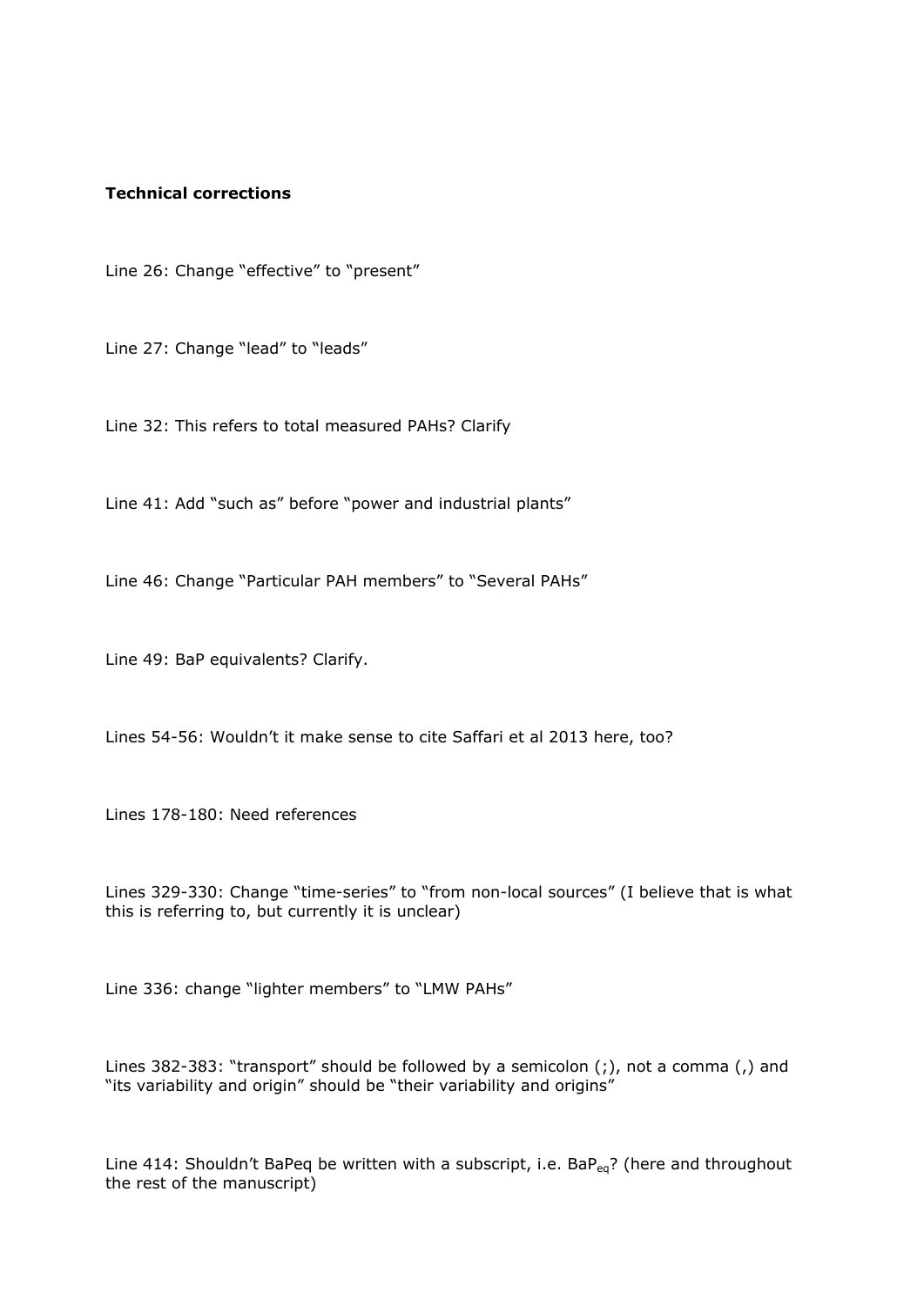**Technical corrections**

Line 26: Change “effective” to “present”

Line 27: Change “lead” to “leads”

Line 32: This refers to total measured PAHs? Clarify

Line 41: Add “such as” before “power and industrial plants”

Line 46: Change “Particular PAH members” to “Several PAHs”

Line 49: BaP equivalents? Clarify.

Lines 54-56: Wouldn’t it make sense to cite Saffari et al 2013 here, too?

Lines 178-180: Need references

Lines 329-330: Change “time-series” to “from non-local sources” (I believe that is what this is referring to, but currently it is unclear)

Line 336: change “lighter members” to “LMW PAHs”

Lines 382-383: “transport” should be followed by a semicolon (;), not a comma (,) and “its variability and origin” should be “their variability and origins”

Line 414: Shouldn’t BaPeq be written with a subscript, i.e. $BaP_{eq}$? (here and throughout the rest of the manuscript)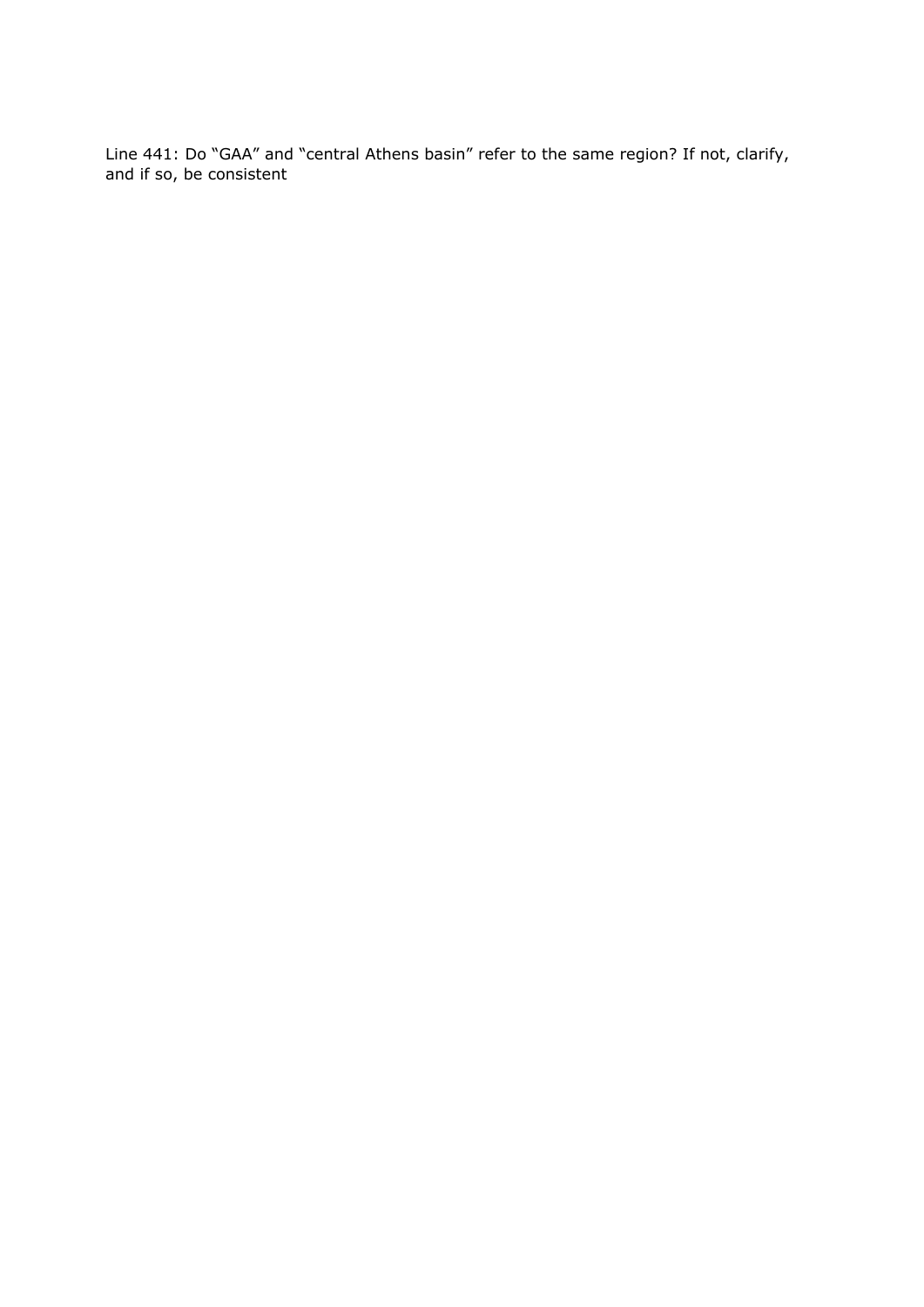Line 441: Do “GAA” and “central Athens basin” refer to the same region? If not, clarify, and if so, be consistent